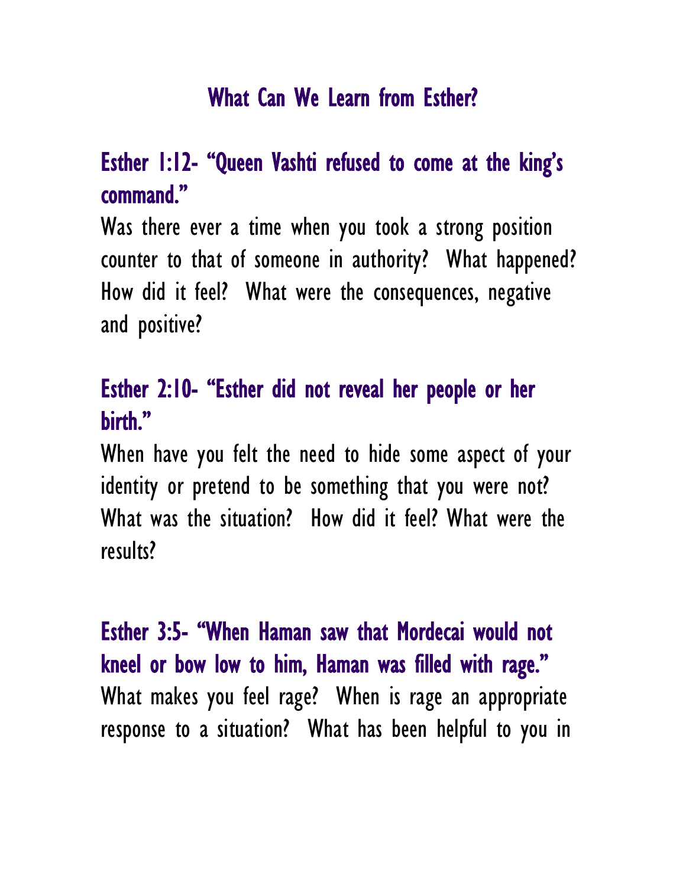# What Can We Learn from Esther?

## Esther 1:12- "Queen Vashti refused to come at the king's command."

Was there ever a time when you took a strong position counter to that of someone in authority? What happened? How did it feel? What were the consequences, negative and positive?

## Esther 2:10- "Esther did not reveal her people or her birth."

When have you felt the need to hide some aspect of your identity or pretend to be something that you were not? What was the situation? How did it feel? What were the results?

## Esther 3:5- "When Haman saw that Mordecai would not kneel or bow low to him, Haman was filled with rage."

What makes you feel rage? When is rage an appropriate response to a situation? What has been helpful to you in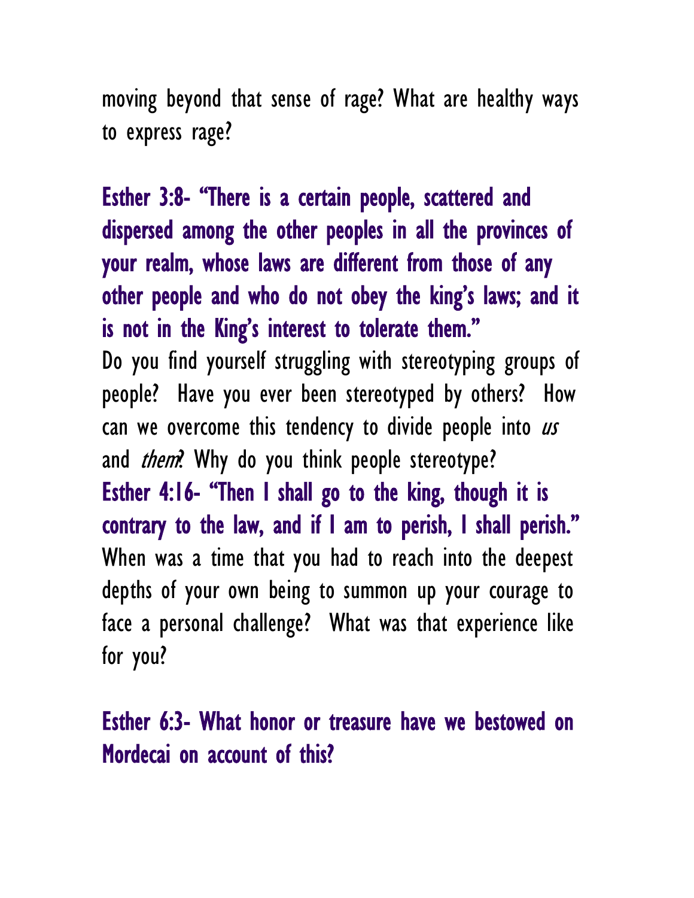moving beyond that sense of rage? What are healthy ways to express rage?

**Esther 3:8- "There is a certain people, scattered and dispersed among the other peoples in all the provinces of your realm, whose laws are different from those of any other people and who do not obey the king's laws; and it is not in the King's interest to tolerate them."**

Do you find yourself struggling with stereotyping groups of people? Have you ever been stereotyped by others? How can we overcome this tendency to divide people into *us* and *them*? Why do you think people stereotype?

**Esther 4:16- "Then I shall go to the king, though it is contrary to the law, and if I am to perish, I shall perish."**

When was a time that you had to reach into the deepest depths of your own being to summon up your courage to face a personal challenge? What was that experience like for you?

**Esther 6:3- What honor or treasure have we bestowed on Mordecai on account of this?**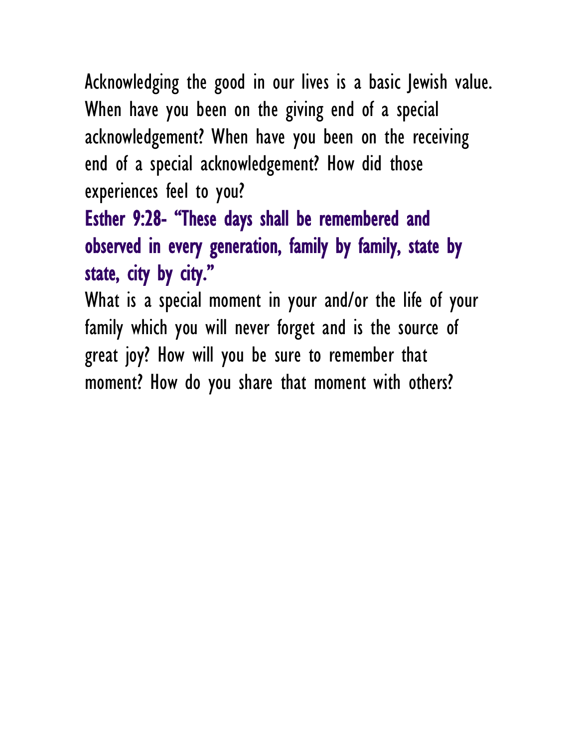Acknowledging the good in our lives is a basic Jewish value. When have you been on the giving end of a special acknowledgement? When have you been on the receiving end of a special acknowledgement? How did those experiences feel to you?

**Esther 9:28- "These days shall be remembered and observed in every generation, family by family, state by state, city by city."**

What is a special moment in your and/or the life of your family which you will never forget and is the source of great joy? How will you be sure to remember that moment? How do you share that moment with others?